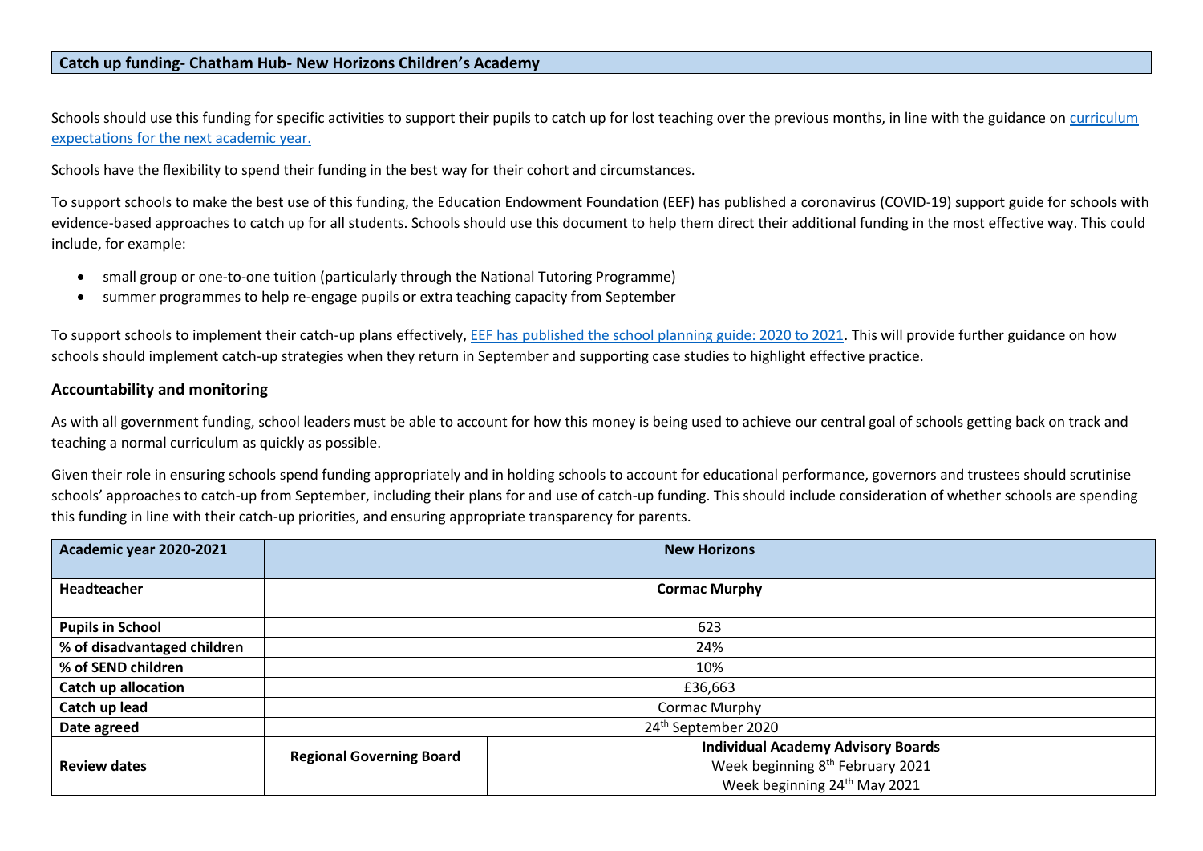## Catch up funding- Chatham Hub- New Horizons Children's Academy

Schools should use this funding for specific activities to support their pupils to catch up for lost teaching over the previous months, in line with the guidance on [curriculum expectations for the next academic year.](#)

Schools have the flexibility to spend their funding in the best way for their cohort and circumstances.

To support schools to make the best use of this funding, the Education Endowment Foundation (EEF) has published a coronavirus (COVID-19) support guide for schools with evidence-based approaches to catch up for all students. Schools should use this document to help them direct their additional funding in the most effective way. This could include, for example:

- small group or one-to-one tuition (particularly through the National Tutoring Programme)
- summer programmes to help re-engage pupils or extra teaching capacity from September

To support schools to implement their catch-up plans effectively, [EEF has published the school planning guide: 2020 to 2021](#). This will provide further guidance on how schools should implement catch-up strategies when they return in September and supporting case studies to highlight effective practice.

### Accountability and monitoring

As with all government funding, school leaders must be able to account for how this money is being used to achieve our central goal of schools getting back on track and teaching a normal curriculum as quickly as possible.

Given their role in ensuring schools spend funding appropriately and in holding schools to account for educational performance, governors and trustees should scrutinise schools' approaches to catch-up from September, including their plans for and use of catch-up funding. This should include consideration of whether schools are spending this funding in line with their catch-up priorities, and ensuring appropriate transparency for parents.

| **Academic year 2020-2021** | **New Horizons** | |
|---|---|---|
| **Headteacher** | **Cormac Murphy** | |
| **Pupils in School** | 623 | |
| **% of disadvantaged children** | 24% | |
| **% of SEND children** | 10% | |
| **Catch up allocation** | £36,663 | |
| **Catch up lead** | Cormac Murphy | |
| **Date agreed** | 24th September 2020 | |
| **Review dates** | **Regional Governing Board** | **Individual Academy Advisory Boards**<br>Week beginning 8th February 2021<br>Week beginning 24th May 2021 |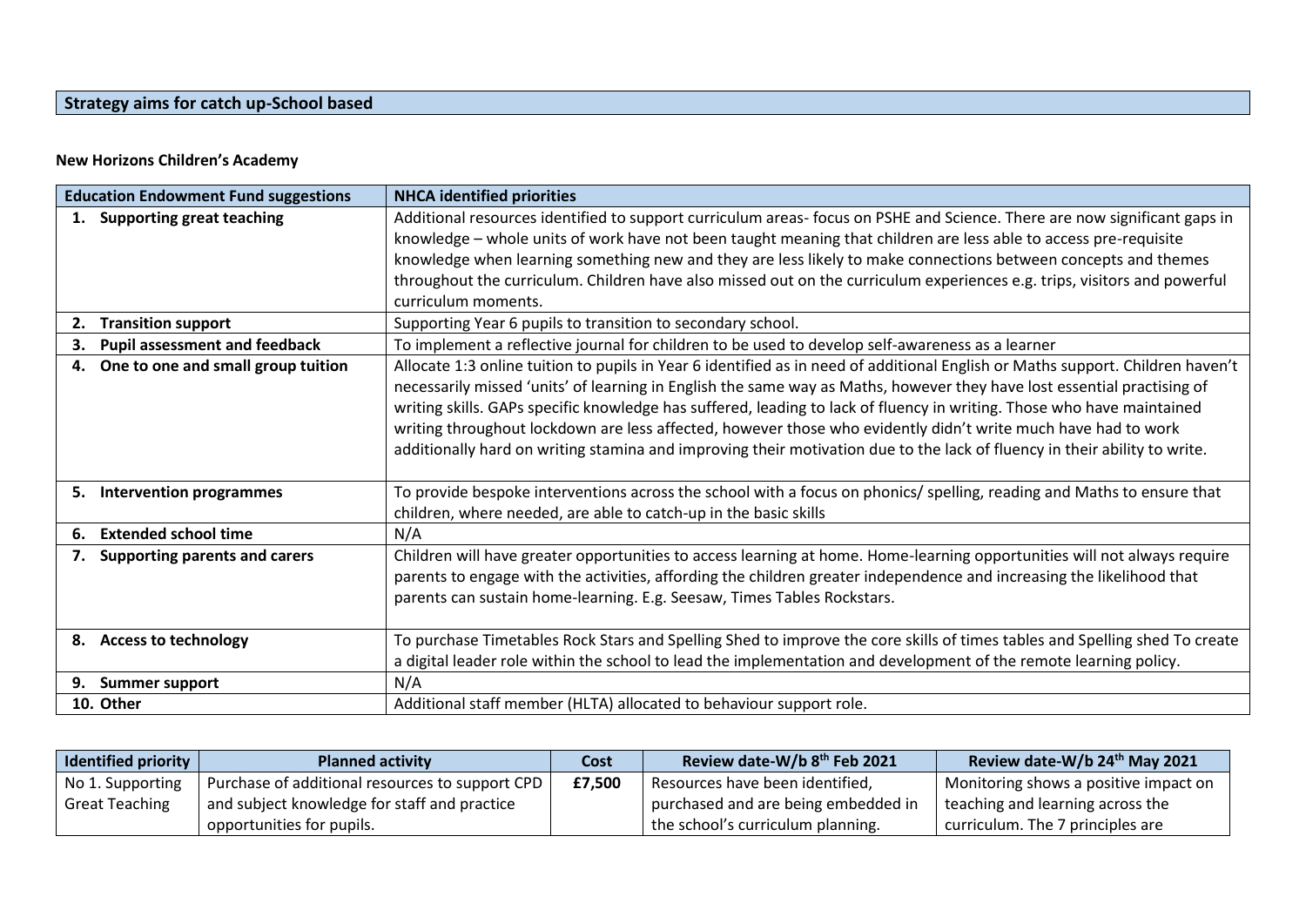## Strategy aims for catch up-School based

**New Horizons Children's Academy**

| Education Endowment Fund suggestions | NHCA identified priorities |
|---|---|
| **1. Supporting great teaching** | Additional resources identified to support curriculum areas- focus on PSHE and Science. There are now significant gaps in knowledge – whole units of work have not been taught meaning that children are less able to access pre-requisite knowledge when learning something new and they are less likely to make connections between concepts and themes throughout the curriculum. Children have also missed out on the curriculum experiences e.g. trips, visitors and powerful curriculum moments. |
| **2. Transition support** | Supporting Year 6 pupils to transition to secondary school. |
| **3. Pupil assessment and feedback** | To implement a reflective journal for children to be used to develop self-awareness as a learner |
| **4. One to one and small group tuition** | Allocate 1:3 online tuition to pupils in Year 6 identified as in need of additional English or Maths support. Children haven't necessarily missed 'units' of learning in English the same way as Maths, however they have lost essential practising of writing skills. GAPs specific knowledge has suffered, leading to lack of fluency in writing. Those who have maintained writing throughout lockdown are less affected, however those who evidently didn't write much have had to work additionally hard on writing stamina and improving their motivation due to the lack of fluency in their ability to write. |
| **5. Intervention programmes** | To provide bespoke interventions across the school with a focus on phonics/ spelling, reading and Maths to ensure that children, where needed, are able to catch-up in the basic skills |
| **6. Extended school time** | N/A |
| **7. Supporting parents and carers** | Children will have greater opportunities to access learning at home. Home-learning opportunities will not always require parents to engage with the activities, affording the children greater independence and increasing the likelihood that parents can sustain home-learning. E.g. Seesaw, Times Tables Rockstars. |
| **8. Access to technology** | To purchase Timetables Rock Stars and Spelling Shed to improve the core skills of times tables and Spelling shed To create a digital leader role within the school to lead the implementation and development of the remote learning policy. |
| **9. Summer support** | N/A |
| **10. Other** | Additional staff member (HLTA) allocated to behaviour support role. |

| Identified priority | Planned activity | Cost | Review date-W/b 8th Feb 2021 | Review date-W/b 24th May 2021 |
|---|---|---|---|---|
| No 1. Supporting Great Teaching | Purchase of additional resources to support CPD and subject knowledge for staff and practice opportunities for pupils. | **£7,500** | Resources have been identified, purchased and are being embedded in the school's curriculum planning. | Monitoring shows a positive impact on teaching and learning across the curriculum. The 7 principles are |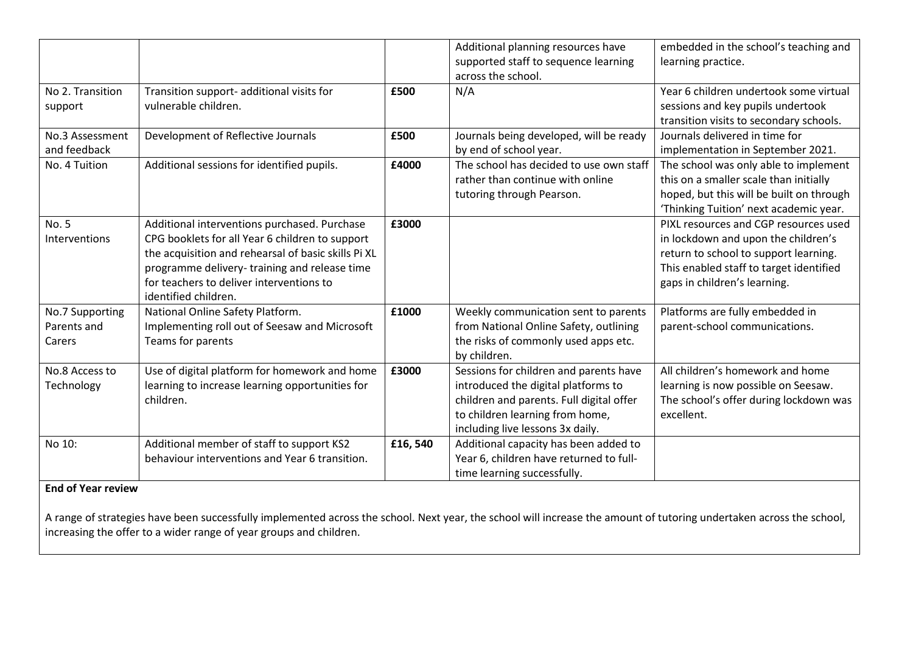| | | | | |
|---|---|---|---|---|
| | | | Additional planning resources have supported staff to sequence learning across the school. | embedded in the school's teaching and learning practice. |
| No 2. Transition support | Transition support- additional visits for vulnerable children. | **£500** | N/A | Year 6 children undertook some virtual sessions and key pupils undertook transition visits to secondary schools. |
| No.3 Assessment and feedback | Development of Reflective Journals | **£500** | Journals being developed, will be ready by end of school year. | Journals delivered in time for implementation in September 2021. |
| No. 4 Tuition | Additional sessions for identified pupils. | **£4000** | The school has decided to use own staff rather than continue with online tutoring through Pearson. | The school was only able to implement this on a smaller scale than initially hoped, but this will be built on through 'Thinking Tuition' next academic year. |
| No. 5 Interventions | Additional interventions purchased. Purchase CPG booklets for all Year 6 children to support the acquisition and rehearsal of basic skills Pi XL programme delivery- training and release time for teachers to deliver interventions to identified children. | **£3000** | | PIXL resources and CGP resources used in lockdown and upon the children's return to school to support learning. This enabled staff to target identified gaps in children's learning. |
| No.7 Supporting Parents and Carers | National Online Safety Platform. Implementing roll out of Seesaw and Microsoft Teams for parents | **£1000** | Weekly communication sent to parents from National Online Safety, outlining the risks of commonly used apps etc. by children. | Platforms are fully embedded in parent-school communications. |
| No.8 Access to Technology | Use of digital platform for homework and home learning to increase learning opportunities for children. | **£3000** | Sessions for children and parents have introduced the digital platforms to children and parents. Full digital offer to children learning from home, including live lessons 3x daily. | All children's homework and home learning is now possible on Seesaw. The school's offer during lockdown was excellent. |
| No 10: | Additional member of staff to support KS2 behaviour interventions and Year 6 transition. | **£16, 540** | Additional capacity has been added to Year 6, children have returned to full-time learning successfully. | |

**End of Year review**

A range of strategies have been successfully implemented across the school. Next year, the school will increase the amount of tutoring undertaken across the school, increasing the offer to a wider range of year groups and children.